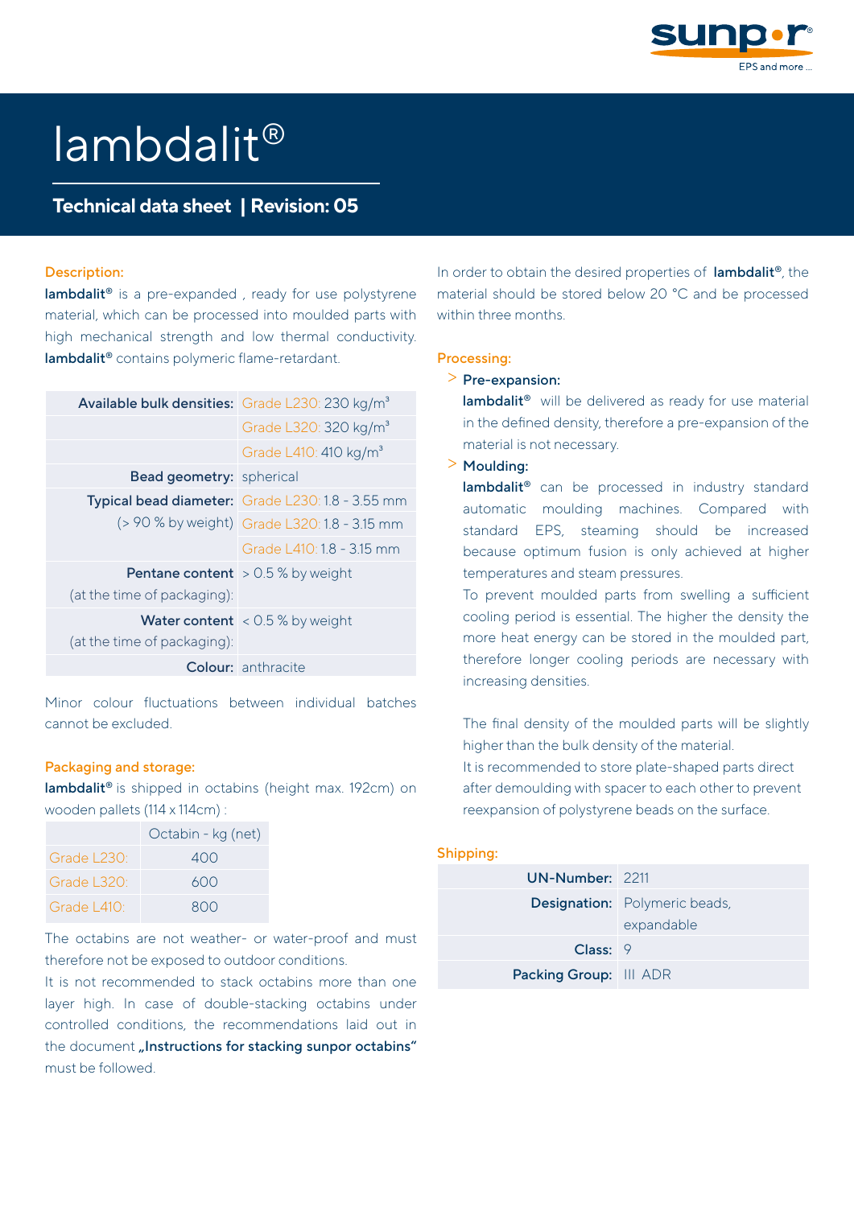# lambdalit®

## Technical data sheet | Revision: 05

### Description:

**lambdalit®** is a pre-expanded , ready for use polystyrene material, which can be processed into moulded parts with high mechanical strength and low thermal conductivity. **lambdalit®** contains polymeric flame-retardant.

| | |
|---|---|
| **Available bulk densities:** | Grade L230: 230 kg/m³ |
| | Grade L320: 320 kg/m³ |
| | Grade L410: 410 kg/m³ |
| **Bead geometry:** | spherical |
| **Typical bead diameter:** (> 90 % by weight) | Grade L230: 1.8 - 3.55 mm |
| | Grade L320: 1.8 - 3.15 mm |
| | Grade L410: 1.8 - 3.15 mm |
| **Pentane content** (at the time of packaging): | > 0.5 % by weight |
| **Water content** (at the time of packaging): | < 0.5 % by weight |
| **Colour:** | anthracite |

Minor colour fluctuations between individual batches cannot be excluded.

### Packaging and storage:

**lambdalit®** is shipped in octabins (height max. 192cm) on wooden pallets (114 x 114cm) :

| | Octabin - kg (net) |
|---|---|
| Grade L230: | 400 |
| Grade L320: | 600 |
| Grade L410: | 800 |

The octabins are not weather- or water-proof and must therefore not be exposed to outdoor conditions.

It is not recommended to stack octabins more than one layer high. In case of double-stacking octabins under controlled conditions, the recommendations laid out in the document **„Instructions for stacking sunpor octabins“** must be followed.

In order to obtain the desired properties of **lambdalit®**, the material should be stored below 20 °C and be processed within three months.

### Processing:

- **Pre-expansion:**
  **lambdalit®** will be delivered as ready for use material in the defined density, therefore a pre-expansion of the material is not necessary.
- **Moulding:**
  **lambdalit®** can be processed in industry standard automatic moulding machines. Compared with standard EPS, steaming should be increased because optimum fusion is only achieved at higher temperatures and steam pressures.
  To prevent moulded parts from swelling a sufficient cooling period is essential. The higher the density the more heat energy can be stored in the moulded part, therefore longer cooling periods are necessary with increasing densities.

  The final density of the moulded parts will be slightly higher than the bulk density of the material.
  It is recommended to store plate-shaped parts direct after demoulding with spacer to each other to prevent reexpansion of polystyrene beads on the surface.

### Shipping:

| | |
|---|---|
| **UN-Number:** | 2211 |
| **Designation:** | Polymeric beads, expandable |
| **Class:** | 9 |
| **Packing Group:** | III ADR |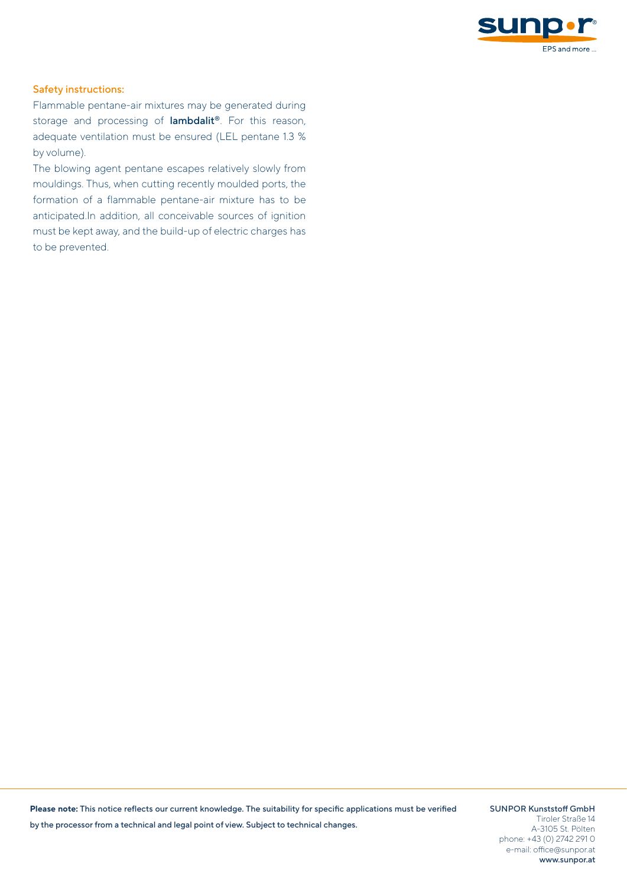### Safety instructions:

Flammable pentane-air mixtures may be generated during storage and processing of **lambdalit®**. For this reason, adequate ventilation must be ensured (LEL pentane 1.3 % by volume).

The blowing agent pentane escapes relatively slowly from mouldings. Thus, when cutting recently moulded ports, the formation of a flammable pentane-air mixture has to be anticipated.In addition, all conceivable sources of ignition must be kept away, and the build-up of electric charges has to be prevented.

**Please note:** This notice reflects our current knowledge. The suitability for specific applications must be verified by the processor from a technical and legal point of view. Subject to technical changes.

SUNPOR Kunststoff GmbH
Tiroler Straße 14
A-3105 St. Pölten
phone: +43 (0) 2742 291 0
e-mail: office@sunpor.at
www.sunpor.at